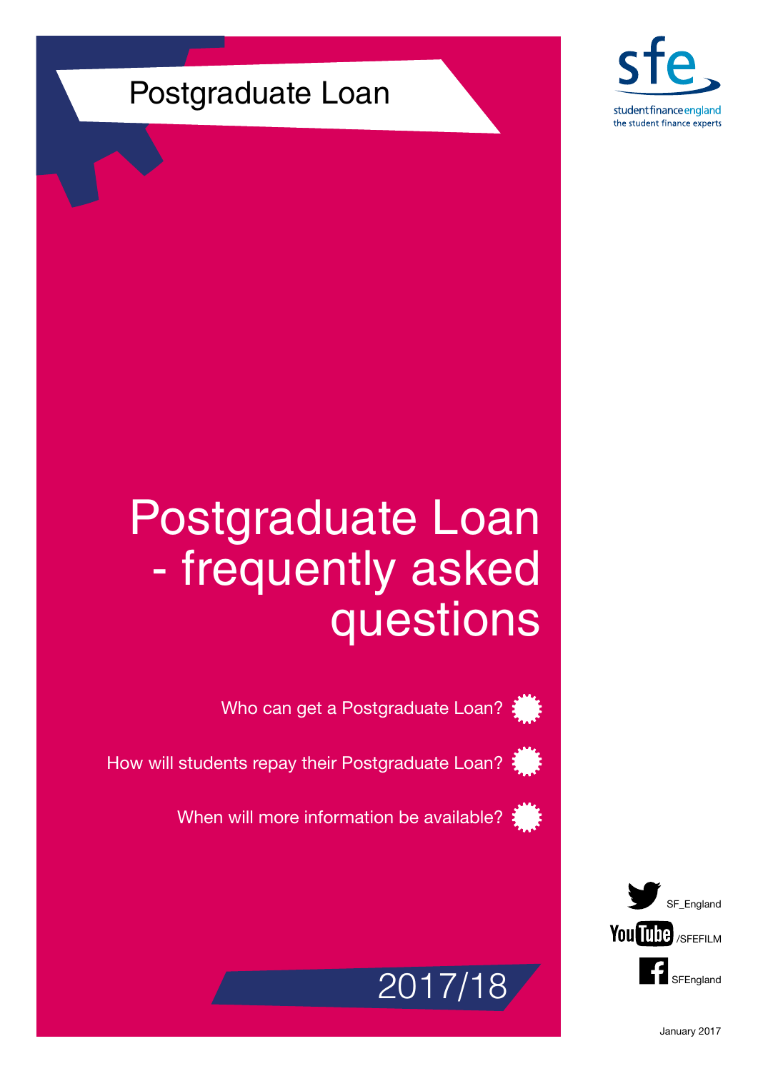Postgraduate Loan

sfe

studentfinanceengland
the student finance experts

# Postgraduate Loan - frequently asked questions

Who can get a Postgraduate Loan?

How will students repay their Postgraduate Loan?

When will more information be available?

2017/18

SF_England

YouTube /SFEFILM

SFEngland

January 2017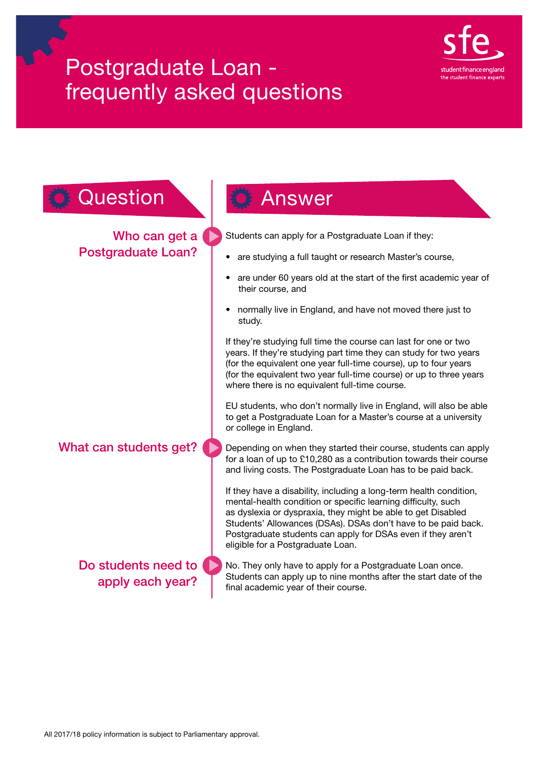# Postgraduate Loan - frequently asked questions

| Question | Answer |
| --- | --- |
| **Who can get a Postgraduate Loan?** | Students can apply for a Postgraduate Loan if they:<br>• are studying a full taught or research Master's course,<br>• are under 60 years old at the start of the first academic year of their course, and<br>• normally live in England, and have not moved there just to study.<br><br>If they're studying full time the course can last for one or two years. If they're studying part time they can study for two years (for the equivalent one year full-time course), up to four years (for the equivalent two year full-time course) or up to three years where there is no equivalent full-time course.<br><br>EU students, who don't normally live in England, will also be able to get a Postgraduate Loan for a Master's course at a university or college in England. |
| **What can students get?** | Depending on when they started their course, students can apply for a loan of up to £10,280 as a contribution towards their course and living costs. The Postgraduate Loan has to be paid back.<br><br>If they have a disability, including a long-term health condition, mental-health condition or specific learning difficulty, such as dyslexia or dyspraxia, they might be able to get Disabled Students' Allowances (DSAs). DSAs don't have to be paid back. Postgraduate students can apply for DSAs even if they aren't eligible for a Postgraduate Loan. |
| **Do students need to apply each year?** | No. They only have to apply for a Postgraduate Loan once. Students can apply up to nine months after the start date of the final academic year of their course. |

All 2017/18 policy information is subject to Parliamentary approval.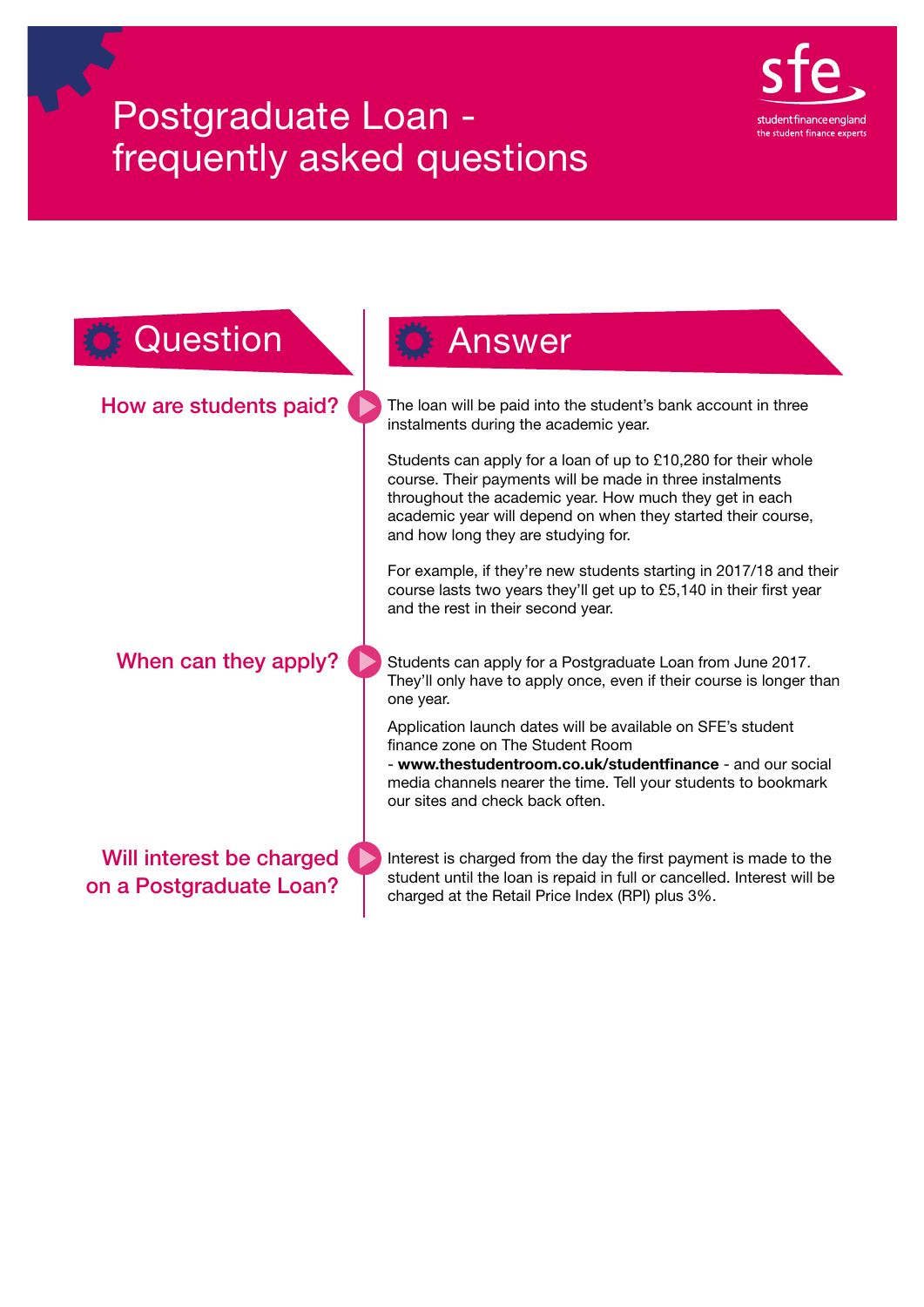# Postgraduate Loan - frequently asked questions

| Question | Answer |
| --- | --- |
| **How are students paid?** | The loan will be paid into the student's bank account in three instalments during the academic year.<br><br>Students can apply for a loan of up to £10,280 for their whole course. Their payments will be made in three instalments throughout the academic year. How much they get in each academic year will depend on when they started their course, and how long they are studying for.<br><br>For example, if they're new students starting in 2017/18 and their course lasts two years they'll get up to £5,140 in their first year and the rest in their second year. |
| **When can they apply?** | Students can apply for a Postgraduate Loan from June 2017. They'll only have to apply once, even if their course is longer than one year.<br><br>Application launch dates will be available on SFE's student finance zone on The Student Room - **www.thestudentroom.co.uk/studentfinance** - and our social media channels nearer the time. Tell your students to bookmark our sites and check back often. |
| **Will interest be charged on a Postgraduate Loan?** | Interest is charged from the day the first payment is made to the student until the loan is repaid in full or cancelled. Interest will be charged at the Retail Price Index (RPI) plus 3%. |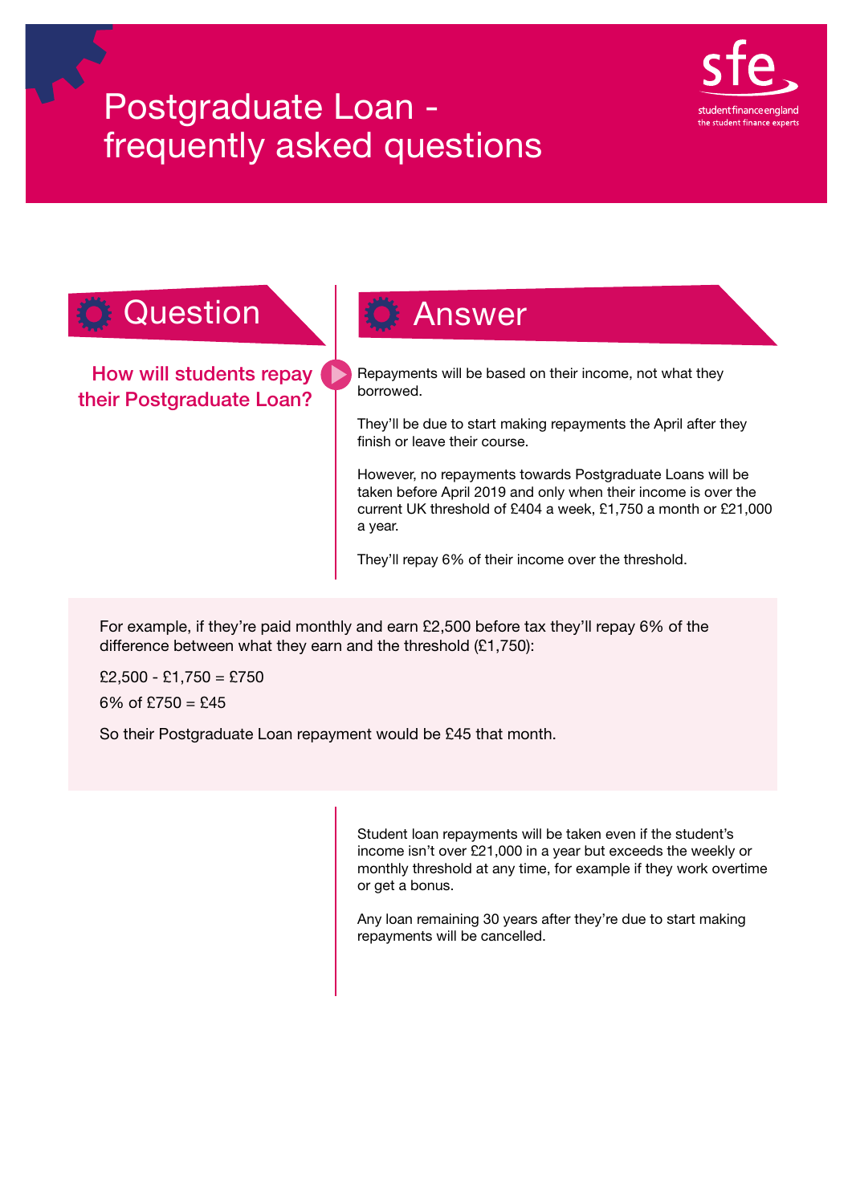# Postgraduate Loan - frequently asked questions

student finance england
the student finance experts

## Question

**How will students repay their Postgraduate Loan?**

## Answer

Repayments will be based on their income, not what they borrowed.

They'll be due to start making repayments the April after they finish or leave their course.

However, no repayments towards Postgraduate Loans will be taken before April 2019 and only when their income is over the current UK threshold of £404 a week, £1,750 a month or £21,000 a year.

They'll repay 6% of their income over the threshold.

For example, if they're paid monthly and earn £2,500 before tax they'll repay 6% of the difference between what they earn and the threshold (£1,750):

£2,500 - £1,750 = £750

6% of £750 = £45

So their Postgraduate Loan repayment would be £45 that month.

Student loan repayments will be taken even if the student's income isn't over £21,000 in a year but exceeds the weekly or monthly threshold at any time, for example if they work overtime or get a bonus.

Any loan remaining 30 years after they're due to start making repayments will be cancelled.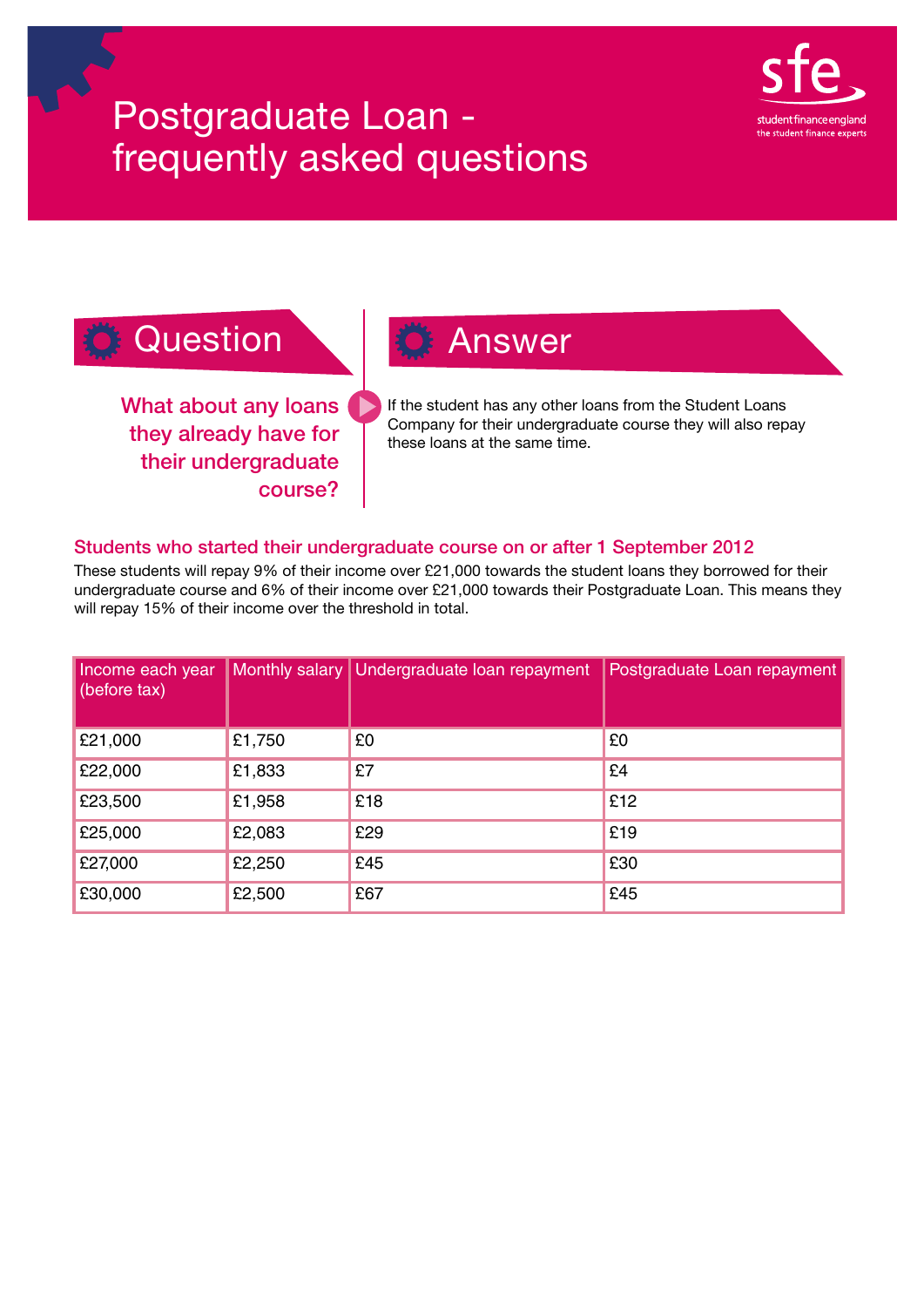# Postgraduate Loan - frequently asked questions

## Question

**What about any loans they already have for their undergraduate course?**

## Answer

If the student has any other loans from the Student Loans Company for their undergraduate course they will also repay these loans at the same time.

### Students who started their undergraduate course on or after 1 September 2012

These students will repay 9% of their income over £21,000 towards the student loans they borrowed for their undergraduate course and 6% of their income over £21,000 towards their Postgraduate Loan. This means they will repay 15% of their income over the threshold in total.

| Income each year (before tax) | Monthly salary | Undergraduate loan repayment | Postgraduate Loan repayment |
|---|---|---|---|
| £21,000 | £1,750 | £0 | £0 |
| £22,000 | £1,833 | £7 | £4 |
| £23,500 | £1,958 | £18 | £12 |
| £25,000 | £2,083 | £29 | £19 |
| £27,000 | £2,250 | £45 | £30 |
| £30,000 | £2,500 | £67 | £45 |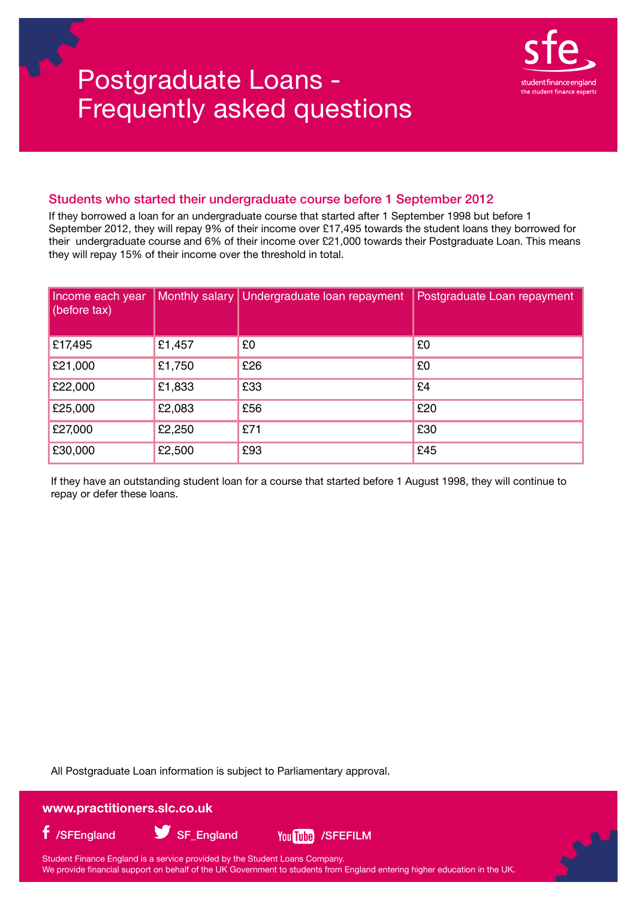# Postgraduate Loans - Frequently asked questions

### Students who started their undergraduate course before 1 September 2012

If they borrowed a loan for an undergraduate course that started after 1 September 1998 but before 1 September 2012, they will repay 9% of their income over £17,495 towards the student loans they borrowed for their undergraduate course and 6% of their income over £21,000 towards their Postgraduate Loan. This means they will repay 15% of their income over the threshold in total.

| Income each year (before tax) | Monthly salary | Undergraduate loan repayment | Postgraduate Loan repayment |
|---|---|---|---|
| £17,495 | £1,457 | £0 | £0 |
| £21,000 | £1,750 | £26 | £0 |
| £22,000 | £1,833 | £33 | £4 |
| £25,000 | £2,083 | £56 | £20 |
| £27,000 | £2,250 | £71 | £30 |
| £30,000 | £2,500 | £93 | £45 |

If they have an outstanding student loan for a course that started before 1 August 1998, they will continue to repay or defer these loans.

All Postgraduate Loan information is subject to Parliamentary approval.

**www.practitioners.slc.co.uk**

/SFEngland SF_England /SFEFILM

Student Finance England is a service provided by the Student Loans Company.
We provide financial support on behalf of the UK Government to students from England entering higher education in the UK.